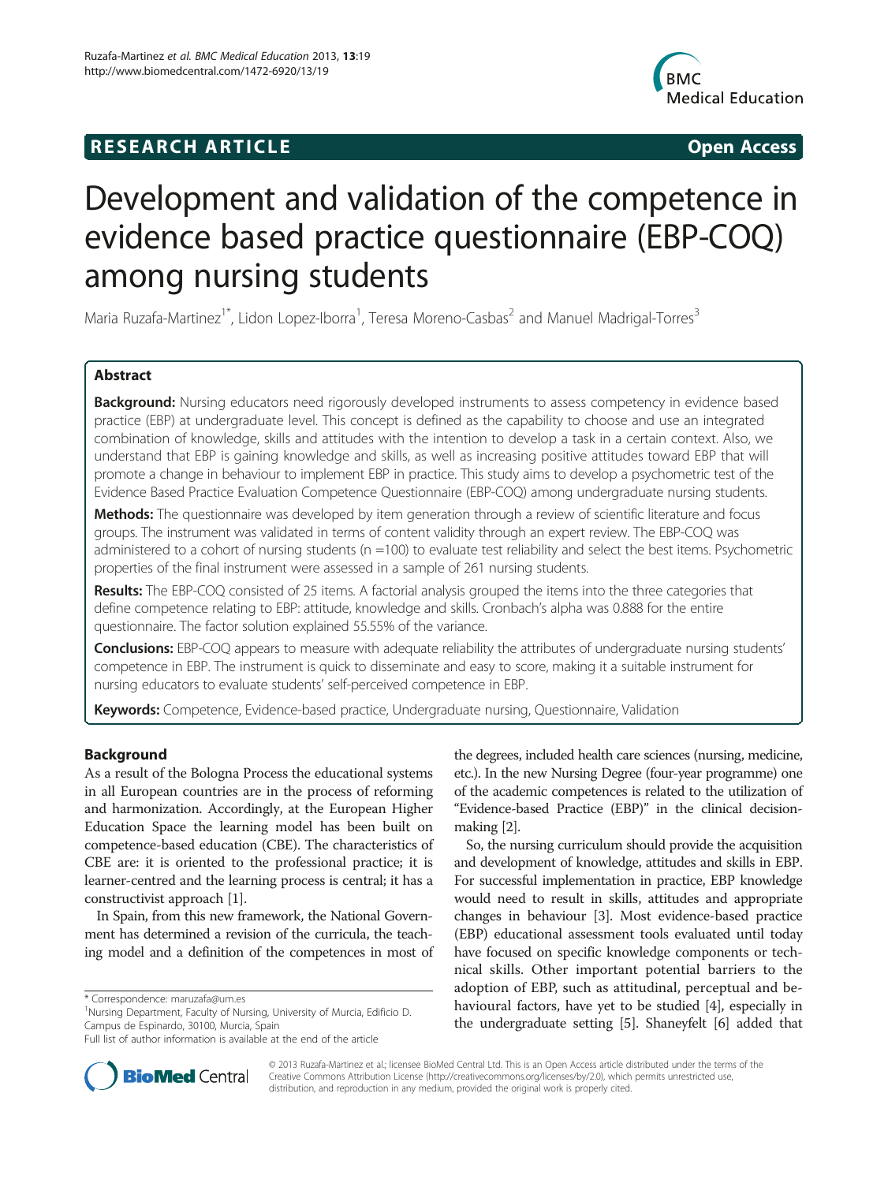## RESEARCH ARTICLE

**Open Access**

# Development and validation of the competence in evidence based practice questionnaire (EBP-COQ) among nursing students

Maria Ruzafa-Martinez[1*], Lidon Lopez-Iborra[1], Teresa Moreno-Casbas[2] and Manuel Madrigal-Torres[3]

## Abstract

**Background:** Nursing educators need rigorously developed instruments to assess competency in evidence based practice (EBP) at undergraduate level. This concept is defined as the capability to choose and use an integrated combination of knowledge, skills and attitudes with the intention to develop a task in a certain context. Also, we understand that EBP is gaining knowledge and skills, as well as increasing positive attitudes toward EBP that will promote a change in behaviour to implement EBP in practice. This study aims to develop a psychometric test of the Evidence Based Practice Evaluation Competence Questionnaire (EBP-COQ) among undergraduate nursing students.

**Methods:** The questionnaire was developed by item generation through a review of scientific literature and focus groups. The instrument was validated in terms of content validity through an expert review. The EBP-COQ was administered to a cohort of nursing students (n =100) to evaluate test reliability and select the best items. Psychometric properties of the final instrument were assessed in a sample of 261 nursing students.

**Results:** The EBP-COQ consisted of 25 items. A factorial analysis grouped the items into the three categories that define competence relating to EBP: attitude, knowledge and skills. Cronbach's alpha was 0.888 for the entire questionnaire. The factor solution explained 55.55% of the variance.

**Conclusions:** EBP-COQ appears to measure with adequate reliability the attributes of undergraduate nursing students' competence in EBP. The instrument is quick to disseminate and easy to score, making it a suitable instrument for nursing educators to evaluate students' self-perceived competence in EBP.

**Keywords:** Competence, Evidence-based practice, Undergraduate nursing, Questionnaire, Validation

## Background

As a result of the Bologna Process the educational systems in all European countries are in the process of reforming and harmonization. Accordingly, at the European Higher Education Space the learning model has been built on competence-based education (CBE). The characteristics of CBE are: it is oriented to the professional practice; it is learner-centred and the learning process is central; it has a constructivist approach [1].

In Spain, from this new framework, the National Government has determined a revision of the curricula, the teaching model and a definition of the competences in most of the degrees, included health care sciences (nursing, medicine, etc.). In the new Nursing Degree (four-year programme) one of the academic competences is related to the utilization of "Evidence-based Practice (EBP)" in the clinical decision-making [2].

So, the nursing curriculum should provide the acquisition and development of knowledge, attitudes and skills in EBP. For successful implementation in practice, EBP knowledge would need to result in skills, attitudes and appropriate changes in behaviour [3]. Most evidence-based practice (EBP) educational assessment tools evaluated until today have focused on specific knowledge components or technical skills. Other important potential barriers to the adoption of EBP, such as attitudinal, perceptual and behavioural factors, have yet to be studied [4], especially in the undergraduate setting [5]. Shaneyfelt [6] added that

\* Correspondence: maruzafa@um.es
[1]Nursing Department, Faculty of Nursing, University of Murcia, Edificio D. Campus de Espinardo, 30100, Murcia, Spain
Full list of author information is available at the end of the article

© 2013 Ruzafa-Martinez et al.; licensee BioMed Central Ltd. This is an Open Access article distributed under the terms of the Creative Commons Attribution License (http://creativecommons.org/licenses/by/2.0), which permits unrestricted use, distribution, and reproduction in any medium, provided the original work is properly cited.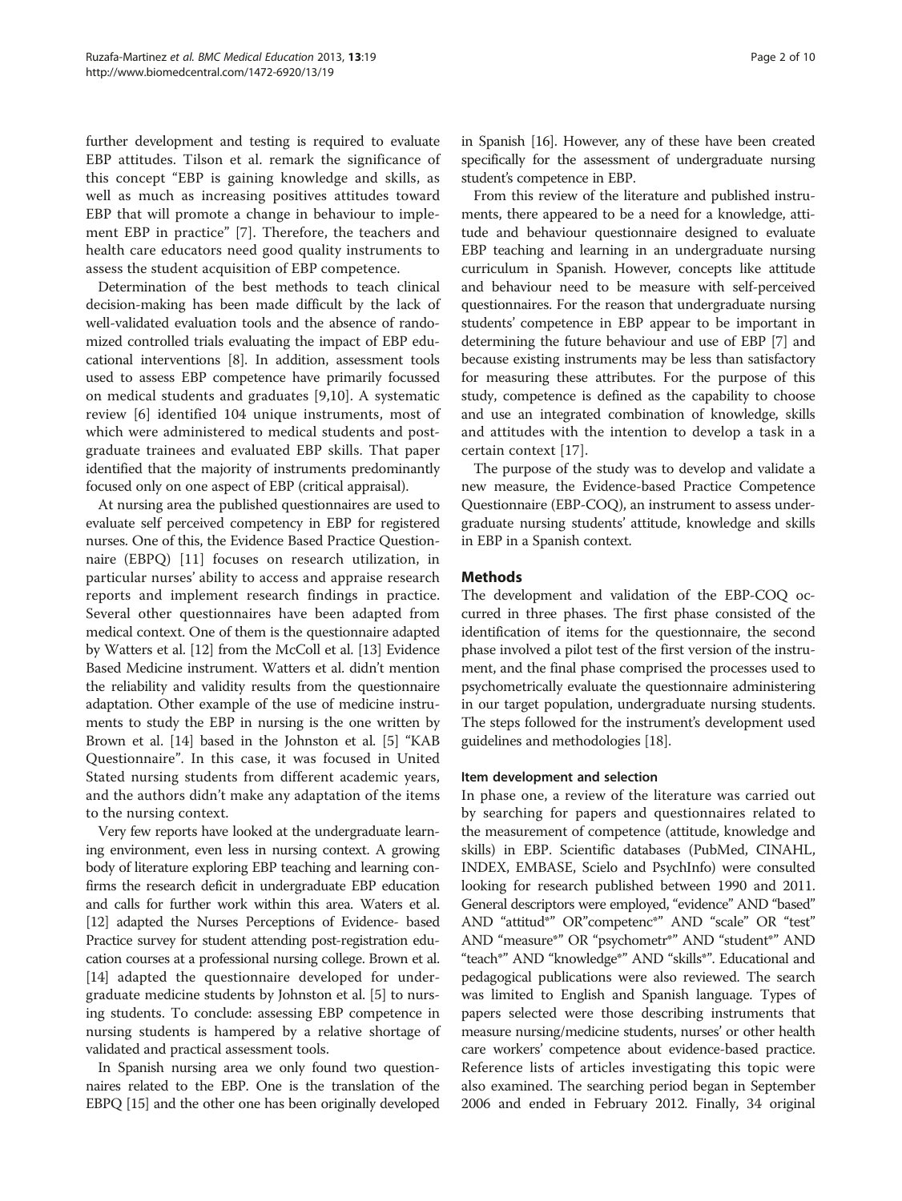further development and testing is required to evaluate EBP attitudes. Tilson et al. remark the significance of this concept "EBP is gaining knowledge and skills, as well as much as increasing positives attitudes toward EBP that will promote a change in behaviour to implement EBP in practice" [7]. Therefore, the teachers and health care educators need good quality instruments to assess the student acquisition of EBP competence.

Determination of the best methods to teach clinical decision-making has been made difficult by the lack of well-validated evaluation tools and the absence of randomized controlled trials evaluating the impact of EBP educational interventions [8]. In addition, assessment tools used to assess EBP competence have primarily focussed on medical students and graduates [9,10]. A systematic review [6] identified 104 unique instruments, most of which were administered to medical students and postgraduate trainees and evaluated EBP skills. That paper identified that the majority of instruments predominantly focused only on one aspect of EBP (critical appraisal).

At nursing area the published questionnaires are used to evaluate self perceived competency in EBP for registered nurses. One of this, the Evidence Based Practice Questionnaire (EBPQ) [11] focuses on research utilization, in particular nurses' ability to access and appraise research reports and implement research findings in practice. Several other questionnaires have been adapted from medical context. One of them is the questionnaire adapted by Watters et al. [12] from the McColl et al. [13] Evidence Based Medicine instrument. Watters et al. didn't mention the reliability and validity results from the questionnaire adaptation. Other example of the use of medicine instruments to study the EBP in nursing is the one written by Brown et al. [14] based in the Johnston et al. [5] "KAB Questionnaire". In this case, it was focused in United Stated nursing students from different academic years, and the authors didn't make any adaptation of the items to the nursing context.

Very few reports have looked at the undergraduate learning environment, even less in nursing context. A growing body of literature exploring EBP teaching and learning confirms the research deficit in undergraduate EBP education and calls for further work within this area. Waters et al. [12] adapted the Nurses Perceptions of Evidence- based Practice survey for student attending post-registration education courses at a professional nursing college. Brown et al. [14] adapted the questionnaire developed for undergraduate medicine students by Johnston et al. [5] to nursing students. To conclude: assessing EBP competence in nursing students is hampered by a relative shortage of validated and practical assessment tools.

In Spanish nursing area we only found two questionnaires related to the EBP. One is the translation of the EBPQ [15] and the other one has been originally developed in Spanish [16]. However, any of these have been created specifically for the assessment of undergraduate nursing student's competence in EBP.

From this review of the literature and published instruments, there appeared to be a need for a knowledge, attitude and behaviour questionnaire designed to evaluate EBP teaching and learning in an undergraduate nursing curriculum in Spanish. However, concepts like attitude and behaviour need to be measure with self-perceived questionnaires. For the reason that undergraduate nursing students' competence in EBP appear to be important in determining the future behaviour and use of EBP [7] and because existing instruments may be less than satisfactory for measuring these attributes. For the purpose of this study, competence is defined as the capability to choose and use an integrated combination of knowledge, skills and attitudes with the intention to develop a task in a certain context [17].

The purpose of the study was to develop and validate a new measure, the Evidence-based Practice Competence Questionnaire (EBP-COQ), an instrument to assess undergraduate nursing students' attitude, knowledge and skills in EBP in a Spanish context.

## Methods

The development and validation of the EBP-COQ occurred in three phases. The first phase consisted of the identification of items for the questionnaire, the second phase involved a pilot test of the first version of the instrument, and the final phase comprised the processes used to psychometrically evaluate the questionnaire administering in our target population, undergraduate nursing students. The steps followed for the instrument's development used guidelines and methodologies [18].

### Item development and selection

In phase one, a review of the literature was carried out by searching for papers and questionnaires related to the measurement of competence (attitude, knowledge and skills) in EBP. Scientific databases (PubMed, CINAHL, INDEX, EMBASE, Scielo and PsychInfo) were consulted looking for research published between 1990 and 2011. General descriptors were employed, "evidence" AND "based" AND "attitud*" OR"competenc*" AND "scale" OR "test" AND "measure*" OR "psychometr*" AND "student*" AND "teach*" AND "knowledge*" AND "skills*". Educational and pedagogical publications were also reviewed. The search was limited to English and Spanish language. Types of papers selected were those describing instruments that measure nursing/medicine students, nurses' or other health care workers' competence about evidence-based practice. Reference lists of articles investigating this topic were also examined. The searching period began in September 2006 and ended in February 2012. Finally, 34 original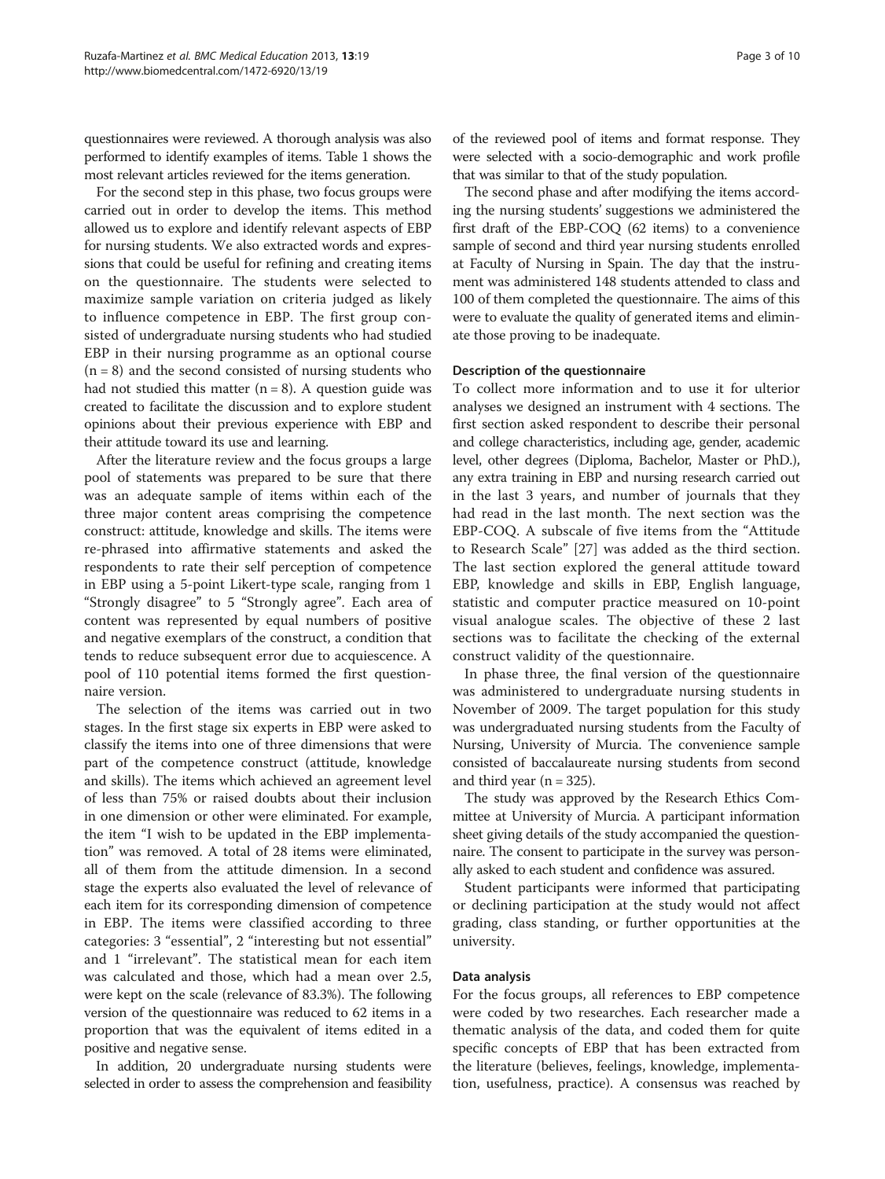questionnaires were reviewed. A thorough analysis was also performed to identify examples of items. Table 1 shows the most relevant articles reviewed for the items generation.

For the second step in this phase, two focus groups were carried out in order to develop the items. This method allowed us to explore and identify relevant aspects of EBP for nursing students. We also extracted words and expressions that could be useful for refining and creating items on the questionnaire. The students were selected to maximize sample variation on criteria judged as likely to influence competence in EBP. The first group consisted of undergraduate nursing students who had studied EBP in their nursing programme as an optional course (n = 8) and the second consisted of nursing students who had not studied this matter (n = 8). A question guide was created to facilitate the discussion and to explore student opinions about their previous experience with EBP and their attitude toward its use and learning.

After the literature review and the focus groups a large pool of statements was prepared to be sure that there was an adequate sample of items within each of the three major content areas comprising the competence construct: attitude, knowledge and skills. The items were re-phrased into affirmative statements and asked the respondents to rate their self perception of competence in EBP using a 5-point Likert-type scale, ranging from 1 "Strongly disagree" to 5 "Strongly agree". Each area of content was represented by equal numbers of positive and negative exemplars of the construct, a condition that tends to reduce subsequent error due to acquiescence. A pool of 110 potential items formed the first questionnaire version.

The selection of the items was carried out in two stages. In the first stage six experts in EBP were asked to classify the items into one of three dimensions that were part of the competence construct (attitude, knowledge and skills). The items which achieved an agreement level of less than 75% or raised doubts about their inclusion in one dimension or other were eliminated. For example, the item "I wish to be updated in the EBP implementation" was removed. A total of 28 items were eliminated, all of them from the attitude dimension. In a second stage the experts also evaluated the level of relevance of each item for its corresponding dimension of competence in EBP. The items were classified according to three categories: 3 "essential", 2 "interesting but not essential" and 1 "irrelevant". The statistical mean for each item was calculated and those, which had a mean over 2.5, were kept on the scale (relevance of 83.3%). The following version of the questionnaire was reduced to 62 items in a proportion that was the equivalent of items edited in a positive and negative sense.

In addition, 20 undergraduate nursing students were selected in order to assess the comprehension and feasibility of the reviewed pool of items and format response. They were selected with a socio-demographic and work profile that was similar to that of the study population.

The second phase and after modifying the items according the nursing students' suggestions we administered the first draft of the EBP-COQ (62 items) to a convenience sample of second and third year nursing students enrolled at Faculty of Nursing in Spain. The day that the instrument was administered 148 students attended to class and 100 of them completed the questionnaire. The aims of this were to evaluate the quality of generated items and eliminate those proving to be inadequate.

### Description of the questionnaire

To collect more information and to use it for ulterior analyses we designed an instrument with 4 sections. The first section asked respondent to describe their personal and college characteristics, including age, gender, academic level, other degrees (Diploma, Bachelor, Master or PhD.), any extra training in EBP and nursing research carried out in the last 3 years, and number of journals that they had read in the last month. The next section was the EBP-COQ. A subscale of five items from the "Attitude to Research Scale" [27] was added as the third section. The last section explored the general attitude toward EBP, knowledge and skills in EBP, English language, statistic and computer practice measured on 10-point visual analogue scales. The objective of these 2 last sections was to facilitate the checking of the external construct validity of the questionnaire.

In phase three, the final version of the questionnaire was administered to undergraduate nursing students in November of 2009. The target population for this study was undergraduated nursing students from the Faculty of Nursing, University of Murcia. The convenience sample consisted of baccalaureate nursing students from second and third year (n = 325).

The study was approved by the Research Ethics Committee at University of Murcia. A participant information sheet giving details of the study accompanied the questionnaire. The consent to participate in the survey was personally asked to each student and confidence was assured.

Student participants were informed that participating or declining participation at the study would not affect grading, class standing, or further opportunities at the university.

### Data analysis

For the focus groups, all references to EBP competence were coded by two researches. Each researcher made a thematic analysis of the data, and coded them for quite specific concepts of EBP that has been extracted from the literature (believes, feelings, knowledge, implementation, usefulness, practice). A consensus was reached by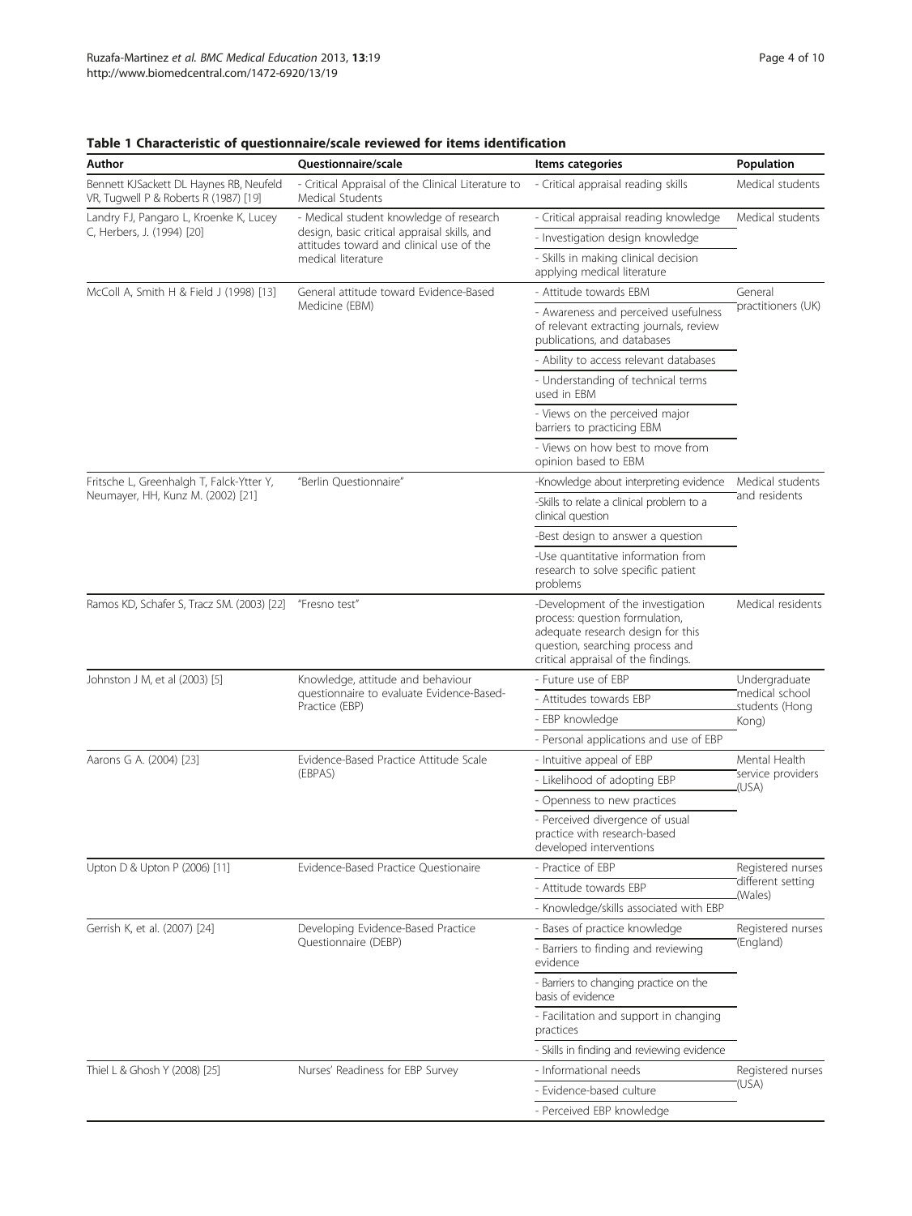**Table 1 Characteristic of questionnaire/scale reviewed for items identification**

| Author | Questionnaire/scale | Items categories | Population |
|---|---|---|---|
| Bennett KJSackett DL Haynes RB, Neufeld VR, Tugwell P & Roberts R (1987) [19] | - Critical Appraisal of the Clinical Literature to Medical Students | - Critical appraisal reading skills | Medical students |
| Landry FJ, Pangaro L, Kroenke K, Lucey C, Herbers, J. (1994) [20] | - Medical student knowledge of research design, basic critical appraisal skills, and attitudes toward and clinical use of the medical literature | - Critical appraisal reading knowledge | Medical students |
| | | - Investigation design knowledge | |
| | | - Skills in making clinical decision applying medical literature | |
| McColl A, Smith H & Field J (1998) [13] | General attitude toward Evidence-Based Medicine (EBM) | - Attitude towards EBM | General practitioners (UK) |
| | | - Awareness and perceived usefulness of relevant extracting journals, review publications, and databases | |
| | | - Ability to access relevant databases | |
| | | - Understanding of technical terms used in EBM | |
| | | - Views on the perceived major barriers to practicing EBM | |
| | | - Views on how best to move from opinion based to EBM | |
| Fritsche L, Greenhalgh T, Falck-Ytter Y, Neumayer, HH, Kunz M. (2002) [21] | "Berlin Questionnaire" | -Knowledge about interpreting evidence | Medical students and residents |
| | | -Skills to relate a clinical problem to a clinical question | |
| | | -Best design to answer a question | |
| | | -Use quantitative information from research to solve specific patient problems | |
| Ramos KD, Schafer S, Tracz SM. (2003) [22] | "Fresno test" | -Development of the investigation process: question formulation, adequate research design for this question, searching process and critical appraisal of the findings. | Medical residents |
| Johnston J M, et al (2003) [5] | Knowledge, attitude and behaviour questionnaire to evaluate Evidence-Based-Practice (EBP) | - Future use of EBP | Undergraduate medical school students (Hong Kong) |
| | | - Attitudes towards EBP | |
| | | - EBP knowledge | |
| | | - Personal applications and use of EBP | |
| Aarons G A. (2004) [23] | Evidence-Based Practice Attitude Scale (EBPAS) | - Intuitive appeal of EBP | Mental Health service providers (USA) |
| | | - Likelihood of adopting EBP | |
| | | - Openness to new practices | |
| | | - Perceived divergence of usual practice with research-based developed interventions | |
| Upton D & Upton P (2006) [11] | Evidence-Based Practice Questionaire | - Practice of EBP | Registered nurses different setting (Wales) |
| | | - Attitude towards EBP | |
| | | - Knowledge/skills associated with EBP | |
| Gerrish K, et al. (2007) [24] | Developing Evidence-Based Practice Questionnaire (DEBP) | - Bases of practice knowledge | Registered nurses (England) |
| | | - Barriers to finding and reviewing evidence | |
| | | - Barriers to changing practice on the basis of evidence | |
| | | - Facilitation and support in changing practices | |
| | | - Skills in finding and reviewing evidence | |
| Thiel L & Ghosh Y (2008) [25] | Nurses' Readiness for EBP Survey | - Informational needs | Registered nurses (USA) |
| | | - Evidence-based culture | |
| | | - Perceived EBP knowledge | |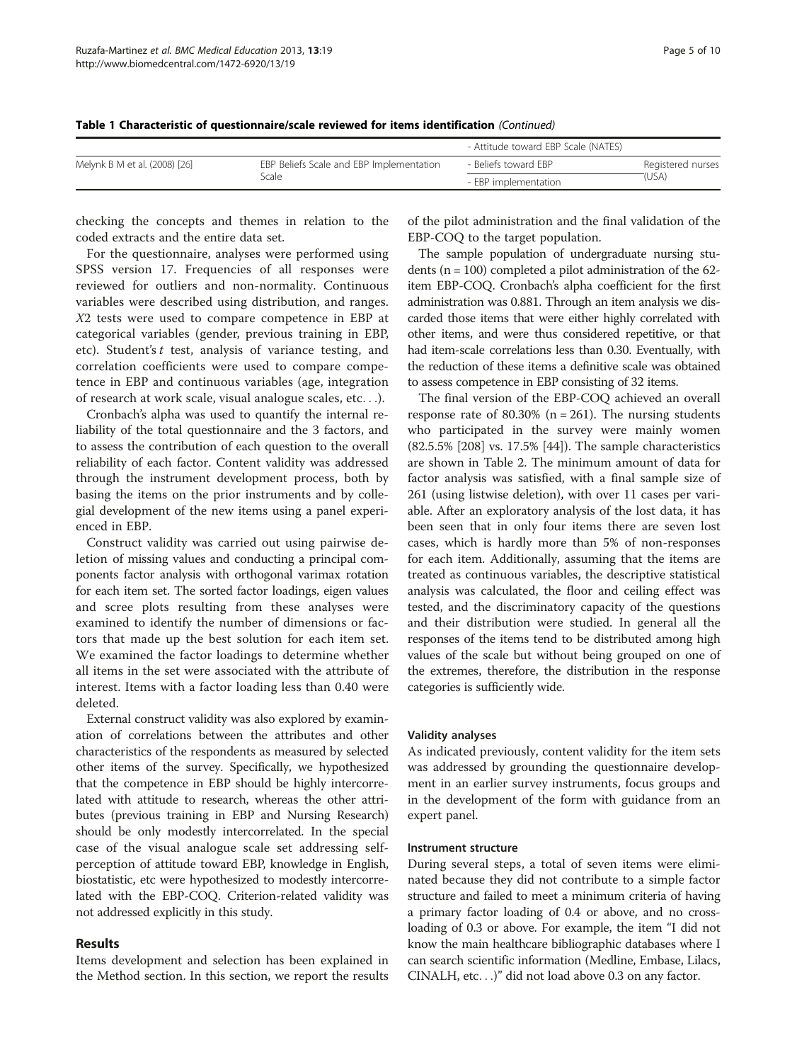**Table 1 Characteristic of questionnaire/scale reviewed for items identification** *(Continued)*

| | | | |
|---|---|---|---|
| | | - Attitude toward EBP Scale (NATES) | |
| Melynk B M et al. (2008) [26] | EBP Beliefs Scale and EBP Implementation Scale | - Beliefs toward EBP | Registered nurses (USA) |
| | | - EBP implementation | |

checking the concepts and themes in relation to the coded extracts and the entire data set.

For the questionnaire, analyses were performed using SPSS version 17. Frequencies of all responses were reviewed for outliers and non-normality. Continuous variables were described using distribution, and ranges. $X2$ tests were used to compare competence in EBP at categorical variables (gender, previous training in EBP, etc). Student's $t$ test, analysis of variance testing, and correlation coefficients were used to compare competence in EBP and continuous variables (age, integration of research at work scale, visual analogue scales, etc…).

Cronbach's alpha was used to quantify the internal reliability of the total questionnaire and the 3 factors, and to assess the contribution of each question to the overall reliability of each factor. Content validity was addressed through the instrument development process, both by basing the items on the prior instruments and by collegial development of the new items using a panel experienced in EBP.

Construct validity was carried out using pairwise deletion of missing values and conducting a principal components factor analysis with orthogonal varimax rotation for each item set. The sorted factor loadings, eigen values and scree plots resulting from these analyses were examined to identify the number of dimensions or factors that made up the best solution for each item set. We examined the factor loadings to determine whether all items in the set were associated with the attribute of interest. Items with a factor loading less than 0.40 were deleted.

External construct validity was also explored by examination of correlations between the attributes and other characteristics of the respondents as measured by selected other items of the survey. Specifically, we hypothesized that the competence in EBP should be highly intercorrelated with attitude to research, whereas the other attributes (previous training in EBP and Nursing Research) should be only modestly intercorrelated. In the special case of the visual analogue scale set addressing self-perception of attitude toward EBP, knowledge in English, biostatistic, etc were hypothesized to modestly intercorrelated with the EBP-COQ. Criterion-related validity was not addressed explicitly in this study.

## Results

Items development and selection has been explained in the Method section. In this section, we report the results of the pilot administration and the final validation of the EBP-COQ to the target population.

The sample population of undergraduate nursing students (n = 100) completed a pilot administration of the 62-item EBP-COQ. Cronbach's alpha coefficient for the first administration was 0.881. Through an item analysis we discarded those items that were either highly correlated with other items, and were thus considered repetitive, or that had item-scale correlations less than 0.30. Eventually, with the reduction of these items a definitive scale was obtained to assess competence in EBP consisting of 32 items.

The final version of the EBP-COQ achieved an overall response rate of 80.30% (n = 261). The nursing students who participated in the survey were mainly women (82.5.5% [208] vs. 17.5% [44]). The sample characteristics are shown in Table 2. The minimum amount of data for factor analysis was satisfied, with a final sample size of 261 (using listwise deletion), with over 11 cases per variable. After an exploratory analysis of the lost data, it has been seen that in only four items there are seven lost cases, which is hardly more than 5% of non-responses for each item. Additionally, assuming that the items are treated as continuous variables, the descriptive statistical analysis was calculated, the floor and ceiling effect was tested, and the discriminatory capacity of the questions and their distribution were studied. In general all the responses of the items tend to be distributed among high values of the scale but without being grouped on one of the extremes, therefore, the distribution in the response categories is sufficiently wide.

### Validity analyses

As indicated previously, content validity for the item sets was addressed by grounding the questionnaire development in an earlier survey instruments, focus groups and in the development of the form with guidance from an expert panel.

### Instrument structure

During several steps, a total of seven items were eliminated because they did not contribute to a simple factor structure and failed to meet a minimum criteria of having a primary factor loading of 0.4 or above, and no cross-loading of 0.3 or above. For example, the item "I did not know the main healthcare bibliographic databases where I can search scientific information (Medline, Embase, Lilacs, CINALH, etc…)" did not load above 0.3 on any factor.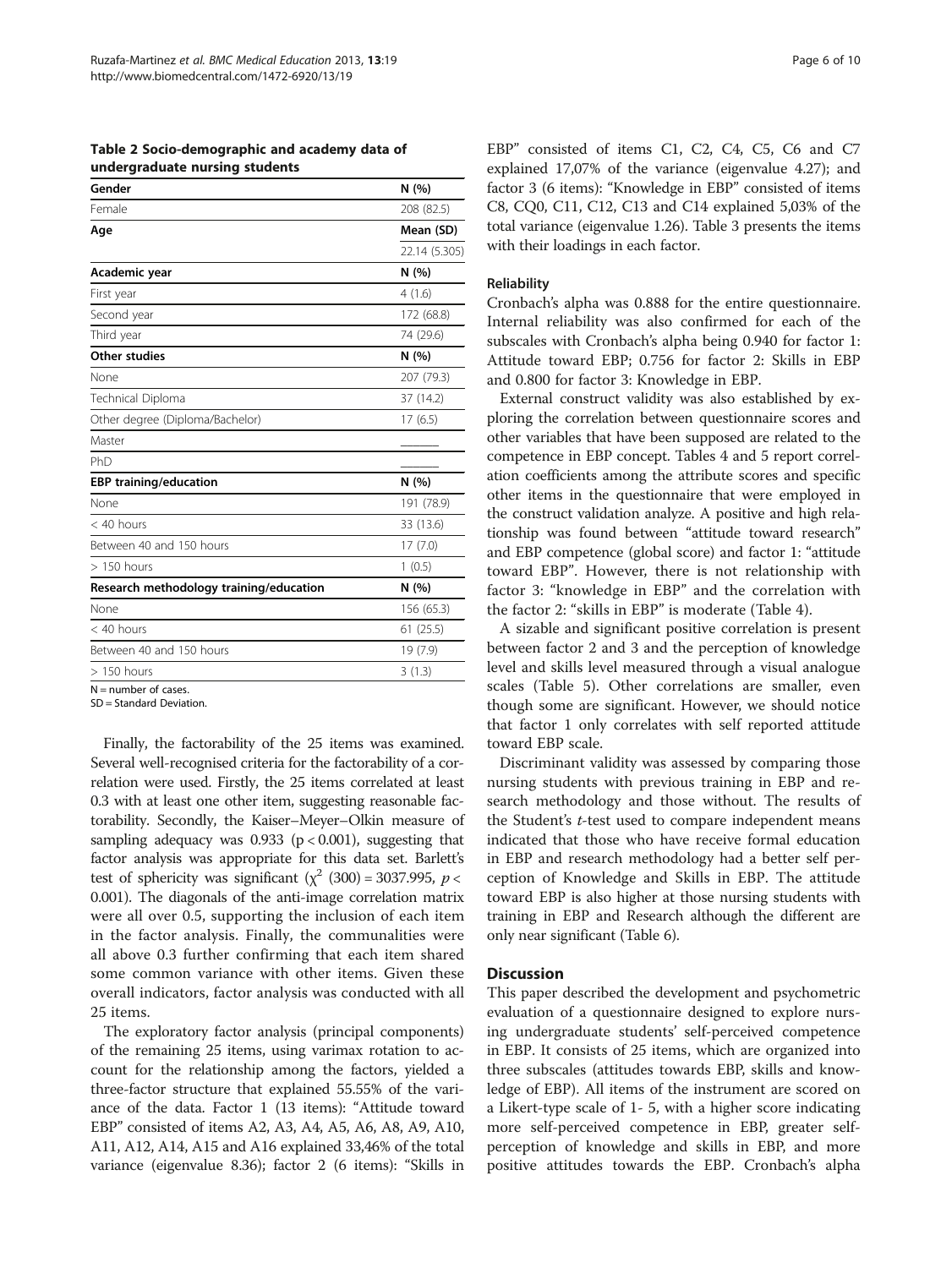**Table 2 Socio-demographic and academy data of undergraduate nursing students**

| Gender | N (%) |
|---|---|
| Female | 208 (82.5) |
| **Age** | **Mean (SD)** |
| | 22.14 (5.305) |
| **Academic year** | **N (%)** |
| First year | 4 (1.6) |
| Second year | 172 (68.8) |
| Third year | 74 (29.6) |
| **Other studies** | **N (%)** |
| None | 207 (79.3) |
| Technical Diploma | 37 (14.2) |
| Other degree (Diploma/Bachelor) | 17 (6.5) |
| Master | _______ |
| PhD | _______ |
| **EBP training/education** | **N (%)** |
| None | 191 (78.9) |
| < 40 hours | 33 (13.6) |
| Between 40 and 150 hours | 17 (7.0) |
| > 150 hours | 1 (0.5) |
| **Research methodology training/education** | **N (%)** |
| None | 156 (65.3) |
| < 40 hours | 61 (25.5) |
| Between 40 and 150 hours | 19 (7.9) |
| > 150 hours | 3 (1.3) |

N = number of cases.
SD = Standard Deviation.

Finally, the factorability of the 25 items was examined. Several well-recognised criteria for the factorability of a correlation were used. Firstly, the 25 items correlated at least 0.3 with at least one other item, suggesting reasonable factorability. Secondly, the Kaiser–Meyer–Olkin measure of sampling adequacy was 0.933 ($p < 0.001$), suggesting that factor analysis was appropriate for this data set. Barlett's test of sphericity was significant ($\chi^2$ (300) = 3037.995, $p <$ 0.001). The diagonals of the anti-image correlation matrix were all over 0.5, supporting the inclusion of each item in the factor analysis. Finally, the communalities were all above 0.3 further confirming that each item shared some common variance with other items. Given these overall indicators, factor analysis was conducted with all 25 items.

The exploratory factor analysis (principal components) of the remaining 25 items, using varimax rotation to account for the relationship among the factors, yielded a three-factor structure that explained 55.55% of the variance of the data. Factor 1 (13 items): "Attitude toward EBP" consisted of items A2, A3, A4, A5, A6, A8, A9, A10, A11, A12, A14, A15 and A16 explained 33,46% of the total variance (eigenvalue 8.36); factor 2 (6 items): "Skills in EBP" consisted of items C1, C2, C4, C5, C6 and C7 explained 17,07% of the variance (eigenvalue 4.27); and factor 3 (6 items): "Knowledge in EBP" consisted of items C8, CQ0, C11, C12, C13 and C14 explained 5,03% of the total variance (eigenvalue 1.26). Table 3 presents the items with their loadings in each factor.

### Reliability

Cronbach's alpha was 0.888 for the entire questionnaire. Internal reliability was also confirmed for each of the subscales with Cronbach's alpha being 0.940 for factor 1: Attitude toward EBP; 0.756 for factor 2: Skills in EBP and 0.800 for factor 3: Knowledge in EBP.

External construct validity was also established by exploring the correlation between questionnaire scores and other variables that have been supposed are related to the competence in EBP concept. Tables 4 and 5 report correlation coefficients among the attribute scores and specific other items in the questionnaire that were employed in the construct validation analyze. A positive and high relationship was found between "attitude toward research" and EBP competence (global score) and factor 1: "attitude toward EBP". However, there is not relationship with factor 3: "knowledge in EBP" and the correlation with the factor 2: "skills in EBP" is moderate (Table 4).

A sizable and significant positive correlation is present between factor 2 and 3 and the perception of knowledge level and skills level measured through a visual analogue scales (Table 5). Other correlations are smaller, even though some are significant. However, we should notice that factor 1 only correlates with self reported attitude toward EBP scale.

Discriminant validity was assessed by comparing those nursing students with previous training in EBP and research methodology and those without. The results of the Student's *t*-test used to compare independent means indicated that those who have receive formal education in EBP and research methodology had a better self perception of Knowledge and Skills in EBP. The attitude toward EBP is also higher at those nursing students with training in EBP and Research although the different are only near significant (Table 6).

## Discussion

This paper described the development and psychometric evaluation of a questionnaire designed to explore nursing undergraduate students' self-perceived competence in EBP. It consists of 25 items, which are organized into three subscales (attitudes towards EBP, skills and knowledge of EBP). All items of the instrument are scored on a Likert-type scale of 1- 5, with a higher score indicating more self-perceived competence in EBP, greater self-perception of knowledge and skills in EBP, and more positive attitudes towards the EBP. Cronbach's alpha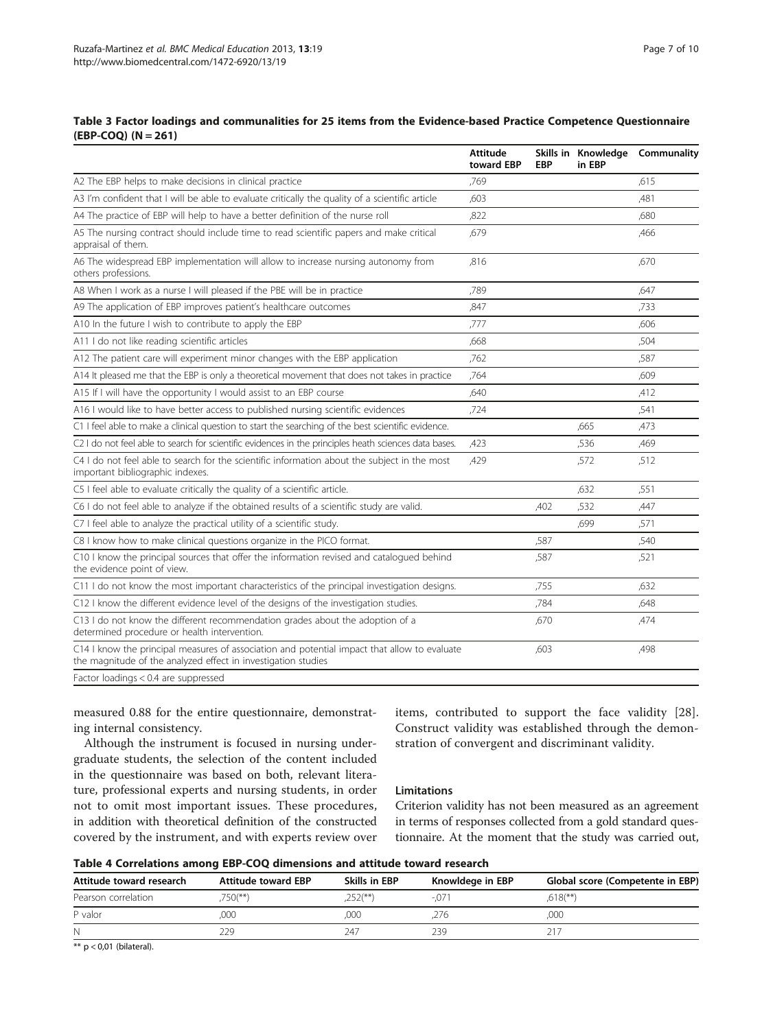**Table 3 Factor loadings and communalities for 25 items from the Evidence-based Practice Competence Questionnaire (EBP-COQ) (N = 261)**

| | Attitude toward EBP | Skills in EBP | Knowledge in EBP | Communality |
|---|---|---|---|---|
| A2 The EBP helps to make decisions in clinical practice | ,769 | | | ,615 |
| A3 I'm confident that I will be able to evaluate critically the quality of a scientific article | ,603 | | | ,481 |
| A4 The practice of EBP will help to have a better definition of the nurse roll | ,822 | | | ,680 |
| A5 The nursing contract should include time to read scientific papers and make critical appraisal of them. | ,679 | | | ,466 |
| A6 The widespread EBP implementation will allow to increase nursing autonomy from others professions. | ,816 | | | ,670 |
| A8 When I work as a nurse I will pleased if the PBE will be in practice | ,789 | | | ,647 |
| A9 The application of EBP improves patient's healthcare outcomes | ,847 | | | ,733 |
| A10 In the future I wish to contribute to apply the EBP | ,777 | | | ,606 |
| A11 I do not like reading scientific articles | ,668 | | | ,504 |
| A12 The patient care will experiment minor changes with the EBP application | ,762 | | | ,587 |
| A14 It pleased me that the EBP is only a theoretical movement that does not takes in practice | ,764 | | | ,609 |
| A15 If I will have the opportunity I would assist to an EBP course | ,640 | | | ,412 |
| A16 I would like to have better access to published nursing scientific evidences | ,724 | | | ,541 |
| C1 I feel able to make a clinical question to start the searching of the best scientific evidence. | | | ,665 | ,473 |
| C2 I do not feel able to search for scientific evidences in the principles heath sciences data bases. | ,423 | | ,536 | ,469 |
| C4 I do not feel able to search for the scientific information about the subject in the most important bibliographic indexes. | ,429 | | ,572 | ,512 |
| C5 I feel able to evaluate critically the quality of a scientific article. | | | ,632 | ,551 |
| C6 I do not feel able to analyze if the obtained results of a scientific study are valid. | | ,402 | ,532 | ,447 |
| C7 I feel able to analyze the practical utility of a scientific study. | | | ,699 | ,571 |
| C8 I know how to make clinical questions organize in the PICO format. | | ,587 | | ,540 |
| C10 I know the principal sources that offer the information revised and catalogued behind the evidence point of view. | | ,587 | | ,521 |
| C11 I do not know the most important characteristics of the principal investigation designs. | | ,755 | | ,632 |
| C12 I know the different evidence level of the designs of the investigation studies. | | ,784 | | ,648 |
| C13 I do not know the different recommendation grades about the adoption of a determined procedure or health intervention. | | ,670 | | ,474 |
| C14 I know the principal measures of association and potential impact that allow to evaluate the magnitude of the analyzed effect in investigation studies | | ,603 | | ,498 |

Factor loadings < 0.4 are suppressed

measured 0.88 for the entire questionnaire, demonstrating internal consistency.

Although the instrument is focused in nursing undergraduate students, the selection of the content included in the questionnaire was based on both, relevant literature, professional experts and nursing students, in order not to omit most important issues. These procedures, in addition with theoretical definition of the constructed covered by the instrument, and with experts review over items, contributed to support the face validity [28]. Construct validity was established through the demonstration of convergent and discriminant validity.

### Limitations

Criterion validity has not been measured as an agreement in terms of responses collected from a gold standard questionnaire. At the moment that the study was carried out,

**Table 4 Correlations among EBP-COQ dimensions and attitude toward research**

| Attitude toward research | Attitude toward EBP | Skills in EBP | Knowldege in EBP | Global score (Competente in EBP) |
|---|---|---|---|---|
| Pearson correlation | ,750(**) | ,252(**) | -,071 | ,618(**) |
| P valor | ,000 | ,000 | ,276 | ,000 |
| N | 229 | 247 | 239 | 217 |

** p < 0,01 (bilateral).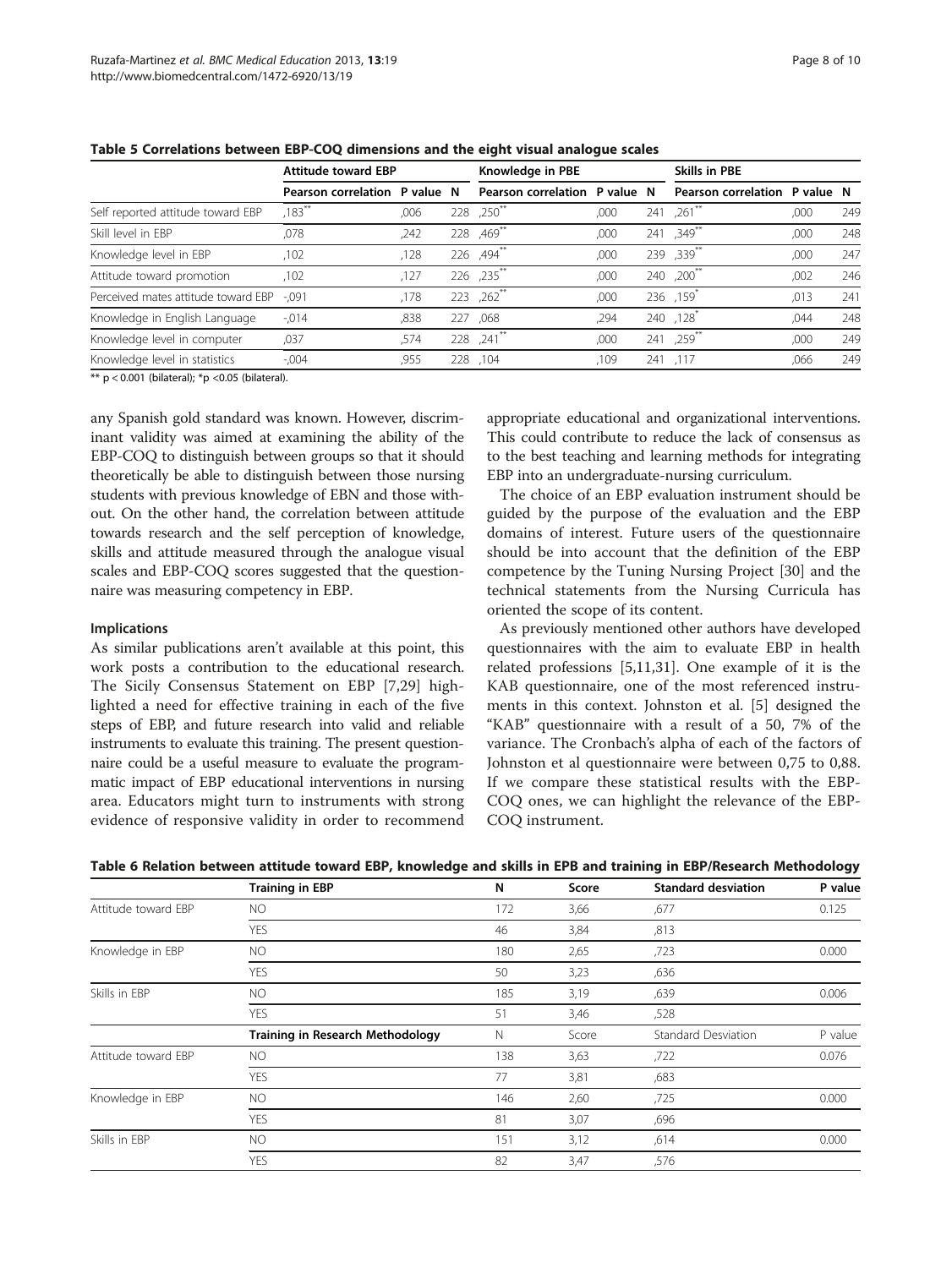**Table 5 Correlations between EBP-COQ dimensions and the eight visual analogue scales**

| | Attitude toward EBP | | | Knowledge in PBE | | | Skills in PBE | | |
|---|---|---|---|---|---|---|---|---|---|
| | Pearson correlation | P value | N | Pearson correlation | P value | N | Pearson correlation | P value | N |
| Self reported attitude toward EBP | ,183** | ,006 | 228 | ,250** | ,000 | 241 | ,261** | ,000 | 249 |
| Skill level in EBP | ,078 | ,242 | 228 | ,469** | ,000 | 241 | ,349** | ,000 | 248 |
| Knowledge level in EBP | ,102 | ,128 | 226 | ,494** | ,000 | 239 | ,339** | ,000 | 247 |
| Attitude toward promotion | ,102 | ,127 | 226 | ,235** | ,000 | 240 | ,200** | ,002 | 246 |
| Perceived mates attitude toward EBP | -,091 | ,178 | 223 | ,262** | ,000 | 236 | ,159* | ,013 | 241 |
| Knowledge in English Language | -,014 | ,838 | 227 | ,068 | ,294 | 240 | ,128* | ,044 | 248 |
| Knowledge level in computer | ,037 | ,574 | 228 | ,241** | ,000 | 241 | ,259** | ,000 | 249 |
| Knowledge level in statistics | -,004 | ,955 | 228 | ,104 | ,109 | 241 | ,117 | ,066 | 249 |

** $p < 0.001$ (bilateral); * $p < 0.05$ (bilateral).

any Spanish gold standard was known. However, discriminant validity was aimed at examining the ability of the EBP-COQ to distinguish between groups so that it should theoretically be able to distinguish between those nursing students with previous knowledge of EBN and those without. On the other hand, the correlation between attitude towards research and the self perception of knowledge, skills and attitude measured through the analogue visual scales and EBP-COQ scores suggested that the questionnaire was measuring competency in EBP.

### Implications

As similar publications aren't available at this point, this work posts a contribution to the educational research. The Sicily Consensus Statement on EBP [7,29] highlighted a need for effective training in each of the five steps of EBP, and future research into valid and reliable instruments to evaluate this training. The present questionnaire could be a useful measure to evaluate the programmatic impact of EBP educational interventions in nursing area. Educators might turn to instruments with strong evidence of responsive validity in order to recommend appropriate educational and organizational interventions. This could contribute to reduce the lack of consensus as to the best teaching and learning methods for integrating EBP into an undergraduate-nursing curriculum.

The choice of an EBP evaluation instrument should be guided by the purpose of the evaluation and the EBP domains of interest. Future users of the questionnaire should be into account that the definition of the EBP competence by the Tuning Nursing Project [30] and the technical statements from the Nursing Curricula has oriented the scope of its content.

As previously mentioned other authors have developed questionnaires with the aim to evaluate EBP in health related professions [5,11,31]. One example of it is the KAB questionnaire, one of the most referenced instruments in this context. Johnston et al. [5] designed the "KAB" questionnaire with a result of a 50, 7% of the variance. The Cronbach's alpha of each of the factors of Johnston et al questionnaire were between 0,75 to 0,88. If we compare these statistical results with the EBP-COQ ones, we can highlight the relevance of the EBP-COQ instrument.

**Table 6 Relation between attitude toward EBP, knowledge and skills in EPB and training in EBP/Research Methodology**

| | Training in EBP | N | Score | Standard desviation | P value |
|---|---|---|---|---|---|
| Attitude toward EBP | NO | 172 | 3,66 | ,677 | 0.125 |
| | YES | 46 | 3,84 | ,813 | |
| Knowledge in EBP | NO | 180 | 2,65 | ,723 | 0.000 |
| | YES | 50 | 3,23 | ,636 | |
| Skills in EBP | NO | 185 | 3,19 | ,639 | 0.006 |
| | YES | 51 | 3,46 | ,528 | |
| | **Training in Research Methodology** | N | Score | Standard Desviation | P value |
| Attitude toward EBP | NO | 138 | 3,63 | ,722 | 0.076 |
| | YES | 77 | 3,81 | ,683 | |
| Knowledge in EBP | NO | 146 | 2,60 | ,725 | 0.000 |
| | YES | 81 | 3,07 | ,696 | |
| Skills in EBP | NO | 151 | 3,12 | ,614 | 0.000 |
| | YES | 82 | 3,47 | ,576 | |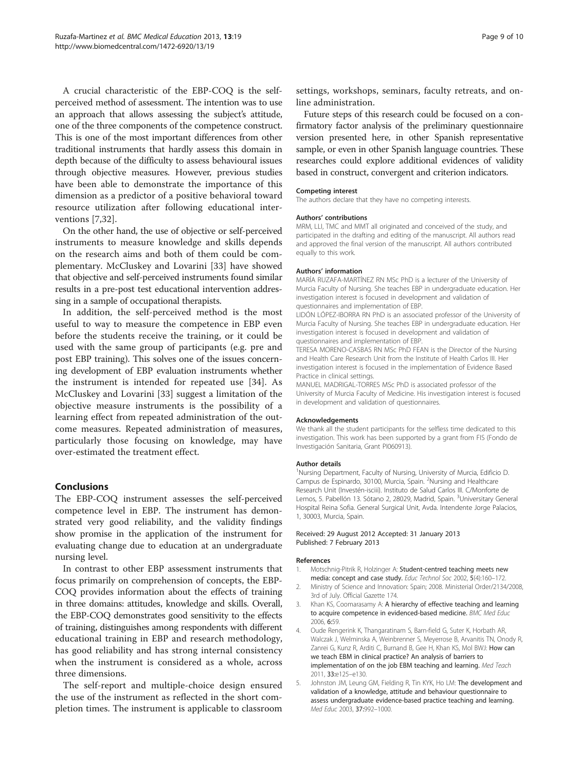A crucial characteristic of the EBP-COQ is the self-perceived method of assessment. The intention was to use an approach that allows assessing the subject's attitude, one of the three components of the competence construct. This is one of the most important differences from other traditional instruments that hardly assess this domain in depth because of the difficulty to assess behavioural issues through objective measures. However, previous studies have been able to demonstrate the importance of this dimension as a predictor of a positive behavioral toward resource utilization after following educational interventions [7,32].

On the other hand, the use of objective or self-perceived instruments to measure knowledge and skills depends on the research aims and both of them could be complementary. McCluskey and Lovarini [33] have showed that objective and self-perceived instruments found similar results in a pre-post test educational intervention addressing in a sample of occupational therapists.

In addition, the self-perceived method is the most useful to way to measure the competence in EBP even before the students receive the training, or it could be used with the same group of participants (e.g. pre and post EBP training). This solves one of the issues concerning development of EBP evaluation instruments whether the instrument is intended for repeated use [34]. As McCluskey and Lovarini [33] suggest a limitation of the objective measure instruments is the possibility of a learning effect from repeated administration of the outcome measures. Repeated administration of measures, particularly those focusing on knowledge, may have over-estimated the treatment effect.

## Conclusions

The EBP-COQ instrument assesses the self-perceived competence level in EBP. The instrument has demonstrated very good reliability, and the validity findings show promise in the application of the instrument for evaluating change due to education at an undergraduate nursing level.

In contrast to other EBP assessment instruments that focus primarily on comprehension of concepts, the EBP-COQ provides information about the effects of training in three domains: attitudes, knowledge and skills. Overall, the EBP-COQ demonstrates good sensitivity to the effects of training, distinguishes among respondents with different educational training in EBP and research methodology, has good reliability and has strong internal consistency when the instrument is considered as a whole, across three dimensions.

The self-report and multiple-choice design ensured the use of the instrument as reflected in the short completion times. The instrument is applicable to classroom settings, workshops, seminars, faculty retreats, and online administration.

Future steps of this research could be focused on a confirmatory factor analysis of the preliminary questionnaire version presented here, in other Spanish representative sample, or even in other Spanish language countries. These researches could explore additional evidences of validity based in construct, convergent and criterion indicators.

#### Competing interest

The authors declare that they have no competing interests.

#### Authors' contributions

MRM, LLI, TMC and MMT all originated and conceived of the study, and participated in the drafting and editing of the manuscript. All authors read and approved the final version of the manuscript. All authors contributed equally to this work.

#### Authors' information

MARÍA RUZAFA-MARTÍNEZ RN MSc PhD is a lecturer of the University of Murcia Faculty of Nursing. She teaches EBP in undergraduate education. Her investigation interest is focused in development and validation of questionnaires and implementation of EBP.

LIDÓN LÓPEZ-IBORRA RN PhD is an associated professor of the University of Murcia Faculty of Nursing. She teaches EBP in undergraduate education. Her investigation interest is focused in development and validation of questionnaires and implementation of EBP.

TERESA MORENO-CASBAS RN MSc PhD FEAN is the Director of the Nursing and Health Care Research Unit from the Institute of Health Carlos III. Her investigation interest is focused in the implementation of Evidence Based Practice in clinical settings.

MANUEL MADRIGAL-TORRES MSc PhD is associated professor of the University of Murcia Faculty of Medicine. His investigation interest is focused in development and validation of questionnaires.

#### Acknowledgements

We thank all the student participants for the selfless time dedicated to this investigation. This work has been supported by a grant from FIS (Fondo de Investigación Sanitaria, Grant PI060913).

#### Author details

[1]Nursing Department, Faculty of Nursing, University of Murcia, Edificio D. Campus de Espinardo, 30100, Murcia, Spain. [2]Nursing and Healthcare Research Unit (Investén-isciii). Instituto de Salud Carlos III. C/Monforte de Lemos, 5. Pabellón 13. Sótano 2, 28029, Madrid, Spain. [3]Universitary General Hospital Reina Sofia. General Surgical Unit, Avda. Intendente Jorge Palacios, 1, 30003, Murcia, Spain.

Received: 29 August 2012 Accepted: 31 January 2013
Published: 7 February 2013

#### References

1. Motschnig-Pitrik R, Holzinger A: Student-centred teaching meets new media: concept and case study. *Educ Technol Soc* 2002, **5**(4):160–172.
2. Ministry of Science and Innovation: Spain; 2008. Ministerial Order/2134/2008, 3rd of July. Official Gazette 174.
3. Khan KS, Coomarasamy A: A hierarchy of effective teaching and learning to acquire competence in evidenced-based medicine. *BMC Med Educ* 2006, **6**:59.
4. Oude Rengerink K, Thangaratinam S, Barn-field G, Suter K, Horbath AR, Walczak J, Welminska A, Weinbrenner S, Meyerrose B, Arvanitis TN, Onody R, Zanrei G, Kunz R, Arditi C, Burnand B, Gee H, Khan KS, Mol BWJ: How can we teach EBM in clinical practice? An analysis of barriers to implementation of on the job EBM teaching and learning. *Med Teach* 2011, **33**:e125–e130.
5. Johnston JM, Leung GM, Fielding R, Tin KYK, Ho LM: The development and validation of a knowledge, attitude and behaviour questionnaire to assess undergraduate evidence-based practice teaching and learning. *Med Educ* 2003, **37**:992–1000.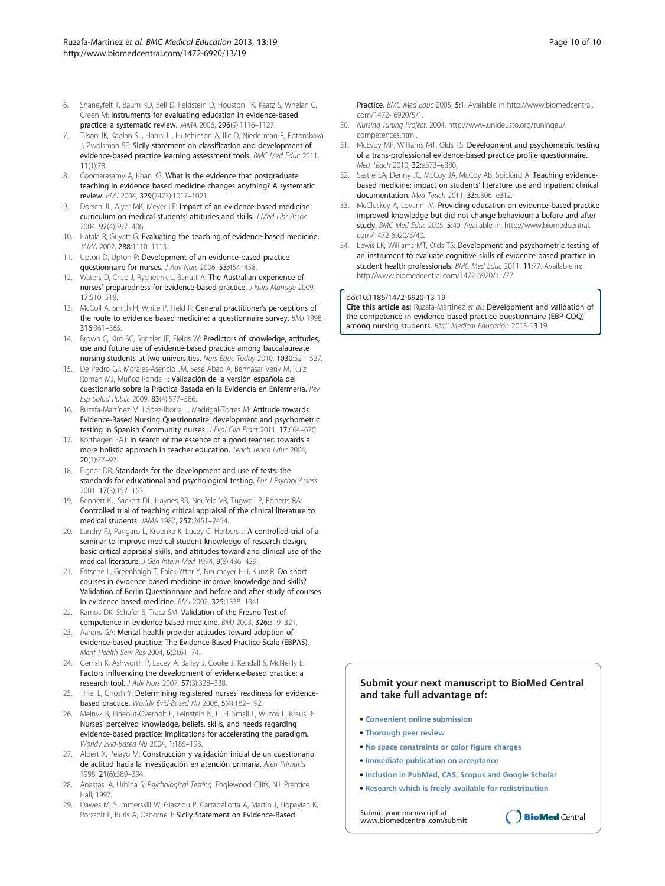6. Shaneyfelt T, Baum KD, Bell D, Feldstein D, Houston TK, Kaatz S, Whelan C, Green M: **Instruments for evaluating education in evidence-based practice: a systematic review.** *JAMA* 2006, **296**(9):1116–1127.
7. Tilson JK, Kaplan SL, Harris JL, Hutchinson A, Ilic D, Niederman R, Potomkova J, Zwolsman SE: **Sicily statement on classification and development of evidence-based practice learning assessment tools.** *BMC Med Educ* 2011, **11**(1):78.
8. Coomarasamy A, Khan KS: **What is the evidence that postgraduate teaching in evidence based medicine changes anything? A systematic review.** *BMJ* 2004, **329**(7473):1017–1021.
9. Dorsch JL, Aiyer MK, Meyer LE: **Impact of an evidence-based medicine curriculum on medical students' attitudes and skills.** *J Med Libr Assoc* 2004, **92**(4):397–406.
10. Hatala R, Guyatt G: **Evaluating the teaching of evidence-based medicine.** *JAMA* 2002, **288:**1110–1113.
11. Upton D, Upton P: **Development of an evidence-based practice questionnaire for nurses.** *J Adv Nurs* 2006, **53:**454–458.
12. Waters D, Crisp J, Rychetnik L, Barratt A: **The Australian experience of nurses' preparedness for evidence-based practice.** *J Nurs Manage* 2009, **17:**510–518.
13. McColl A, Smith H, White P, Field P: **General practitioner's perceptions of the route to evidence based medicine: a questionnaire survey.** *BMJ* 1998, **316:**361–365.
14. Brown C, Kim SC, Stichler JF, Fields W: **Predictors of knowledge, attitudes, use and future use of evidence-based practice among baccalaureate nursing students at two universities.** *Nurs Educ Today* 2010, **1030:**521–527.
15. De Pedro GJ, Morales-Asencio JM, Sesé Abad A, Bennasar Veny M, Ruiz Roman MJ, Muñoz Ronda F: **Validación de la versión española del cuestionario sobre la Práctica Basada en la Evidencia en Enfermería.** *Rev Esp Salud Public* 2009, **83**(4):577–586.
16. Ruzafa-Martínez M, López-Iborra L, Madrigal-Torres M: **Attitude towards Evidence-Based Nursing Questionnaire: development and psychometric testing in Spanish Community nurses.** *J Eval Clin Pract* 2011, **17:**664–670.
17. Korthagen FAJ: **In search of the essence of a good teacher: towards a more holistic approach in teacher education.** *Teach Teach Educ* 2004, **20**(1):77–97.
18. Eignor DR: **Standards for the development and use of tests: the standards for educational and psychological testing.** *Eur J Psychol Assess* 2001, **17**(3):157–163.
19. Bennett KJ, Sackett DL, Haynes RB, Neufeld VR, Tugwell P, Roberts RA: **Controlled trial of teaching critical appraisal of the clinical literature to medical students.** *JAMA* 1987, **257:**2451–2454.
20. Landry FJ, Pangaro L, Kroenke K, Lucey C, Herbers J: **A controlled trial of a seminar to improve medical student knowledge of research design, basic critical appraisal skills, and attitudes toward and clinical use of the medical literature.** *J Gen Intern Med* 1994, **9**(8):436–439.
21. Fritsche L, Greenhalgh T, Falck-Ytter Y, Neumayer HH, Kunz R: **Do short courses in evidence based medicine improve knowledge and skills? Validation of Berlin Questionnaire and before and after study of courses in evidence based medicine.** *BMJ* 2002, **325:**1338–1341.
22. Ramos DK, Schafer S, Tracz SM: **Validation of the Fresno Test of competence in evidence based medicine.** *BMJ* 2003, **326:**319–321.
23. Aarons GA: **Mental health provider attitudes toward adoption of evidence-based practice: The Evidence-Based Practice Scale (EBPAS).** *Ment Health Serv Res* 2004, **6**(2):61–74.
24. Gerrish K, Ashworth P, Lacey A, Bailey J, Cooke J, Kendall S, McNeilly E: **Factors influencing the development of evidence-based practice: a research tool.** *J Adv Nurs* 2007, **57**(3):328–338.
25. Thiel L, Ghosh Y: **Determining registered nurses' readiness for evidence-based practice.** *Worldv Evid-Based Nu* 2008, **5**(4):182–192.
26. Melnyk B, Fineout-Overholt E, Feinstein N, Li H, Small L, Wilcox L, Kraus R: **Nurses' perceived knowledge, beliefs, skills, and needs regarding evidence-based practice: Implications for accelerating the paradigm.** *Worldv Evid-Based Nu* 2004, **1:**185–193.
27. Albert X, Pelayo M: **Construcción y validación inicial de un cuestionario de actitud hacia la investigación en atención primaria.** *Aten Primaria* 1998, **21**(6):389–394.
28. Anastasi A, Urbina S: *Psychological Testing*. Englewood Cliffs, NJ: Prentice Hall; 1997.
29. Dawes M, Summerskill W, Glasziou P, Cartabellotta A, Martin J, Hopayian K, Porzsolt F, Burls A, Osborne J: **Sicily Statement on Evidence-Based Practice.** *BMC Med Educ* 2005, **5:**1. Available in http://www.biomedcentral.com/1472- 6920/5/1.
30. *Nursing Tuning Project*. 2004. http://www.unideusto.org/tuningeu/competences.html.
31. McEvoy MP, Williams MT, Olds TS: **Development and psychometric testing of a trans-professional evidence-based practice profile questionnaire.** *Med Teach* 2010, **32:**e373–e380.
32. Sastre EA, Denny JC, McCoy JA, McCoy AB, Spickard A: **Teaching evidence-based medicine: impact on students' literature use and inpatient clinical documentation.** *Med Teach* 2011, **33:**e306–e312.
33. McCluskey A, Lovarini M: **Providing education on evidence-based practice improved knowledge but did not change behaviour: a before and after study.** *BMC Med Educ* 2005, **5:**40. Available in: http://www.biomedcentral.com/1472-6920/5/40.
34. Lewis LK, Williams MT, Olds TS: **Development and psychometric testing of an instrument to evaluate cognitive skills of evidence based practice in student health professionals.** *BMC Med Educ* 2011, **11:**77. Available in: http://www.biomedcentral.com/1472-6920/11/77.

doi:10.1186/1472-6920-13-19

**Cite this article as:** Ruzafa-Martinez *et al.*: Development and validation of the competence in evidence based practice questionnaire (EBP-COQ) among nursing students. *BMC Medical Education* 2013 **13**:19.

**Submit your next manuscript to BioMed Central and take full advantage of:**

- Convenient online submission
- Thorough peer review
- No space constraints or color figure charges
- Immediate publication on acceptance
- Inclusion in PubMed, CAS, Scopus and Google Scholar
- Research which is freely available for redistribution

Submit your manuscript at www.biomedcentral.com/submit

BioMed Central